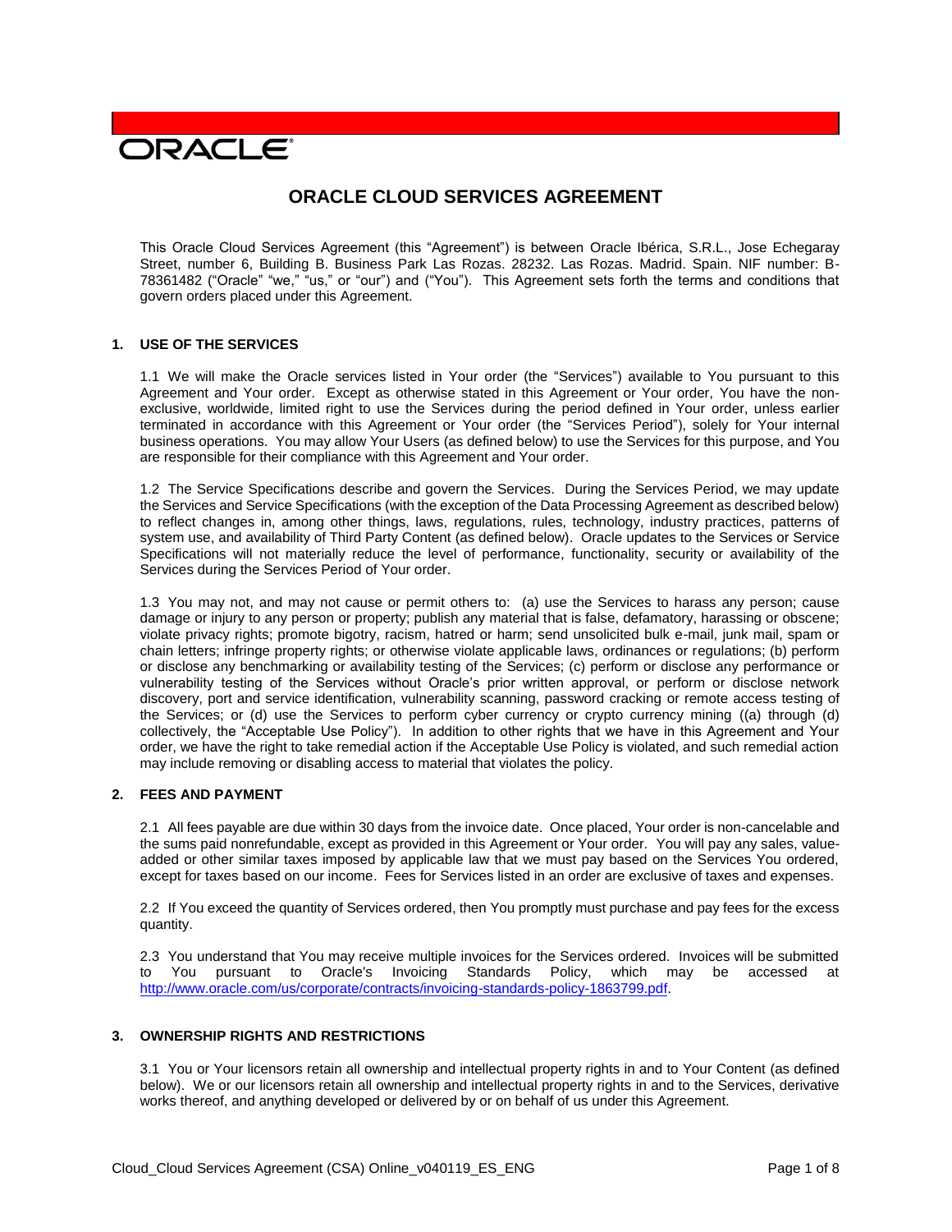ORACLE

# ORACLE CLOUD SERVICES AGREEMENT

This Oracle Cloud Services Agreement (this "Agreement") is between Oracle Ibérica, S.R.L., Jose Echegaray Street, number 6, Building B. Business Park Las Rozas. 28232. Las Rozas. Madrid. Spain. NIF number: B-78361482 ("Oracle" "we," "us," or "our") and ("You"). This Agreement sets forth the terms and conditions that govern orders placed under this Agreement.

## 1. USE OF THE SERVICES

1.1 We will make the Oracle services listed in Your order (the "Services") available to You pursuant to this Agreement and Your order. Except as otherwise stated in this Agreement or Your order, You have the non-exclusive, worldwide, limited right to use the Services during the period defined in Your order, unless earlier terminated in accordance with this Agreement or Your order (the "Services Period"), solely for Your internal business operations. You may allow Your Users (as defined below) to use the Services for this purpose, and You are responsible for their compliance with this Agreement and Your order.

1.2 The Service Specifications describe and govern the Services. During the Services Period, we may update the Services and Service Specifications (with the exception of the Data Processing Agreement as described below) to reflect changes in, among other things, laws, regulations, rules, technology, industry practices, patterns of system use, and availability of Third Party Content (as defined below). Oracle updates to the Services or Service Specifications will not materially reduce the level of performance, functionality, security or availability of the Services during the Services Period of Your order.

1.3 You may not, and may not cause or permit others to: (a) use the Services to harass any person; cause damage or injury to any person or property; publish any material that is false, defamatory, harassing or obscene; violate privacy rights; promote bigotry, racism, hatred or harm; send unsolicited bulk e-mail, junk mail, spam or chain letters; infringe property rights; or otherwise violate applicable laws, ordinances or regulations; (b) perform or disclose any benchmarking or availability testing of the Services; (c) perform or disclose any performance or vulnerability testing of the Services without Oracle's prior written approval, or perform or disclose network discovery, port and service identification, vulnerability scanning, password cracking or remote access testing of the Services; or (d) use the Services to perform cyber currency or crypto currency mining ((a) through (d) collectively, the "Acceptable Use Policy"). In addition to other rights that we have in this Agreement and Your order, we have the right to take remedial action if the Acceptable Use Policy is violated, and such remedial action may include removing or disabling access to material that violates the policy.

## 2. FEES AND PAYMENT

2.1 All fees payable are due within 30 days from the invoice date. Once placed, Your order is non-cancelable and the sums paid nonrefundable, except as provided in this Agreement or Your order. You will pay any sales, value-added or other similar taxes imposed by applicable law that we must pay based on the Services You ordered, except for taxes based on our income. Fees for Services listed in an order are exclusive of taxes and expenses.

2.2 If You exceed the quantity of Services ordered, then You promptly must purchase and pay fees for the excess quantity.

2.3 You understand that You may receive multiple invoices for the Services ordered. Invoices will be submitted to You pursuant to Oracle's Invoicing Standards Policy, which may be accessed at http://www.oracle.com/us/corporate/contracts/invoicing-standards-policy-1863799.pdf.

## 3. OWNERSHIP RIGHTS AND RESTRICTIONS

3.1 You or Your licensors retain all ownership and intellectual property rights in and to Your Content (as defined below). We or our licensors retain all ownership and intellectual property rights in and to the Services, derivative works thereof, and anything developed or delivered by or on behalf of us under this Agreement.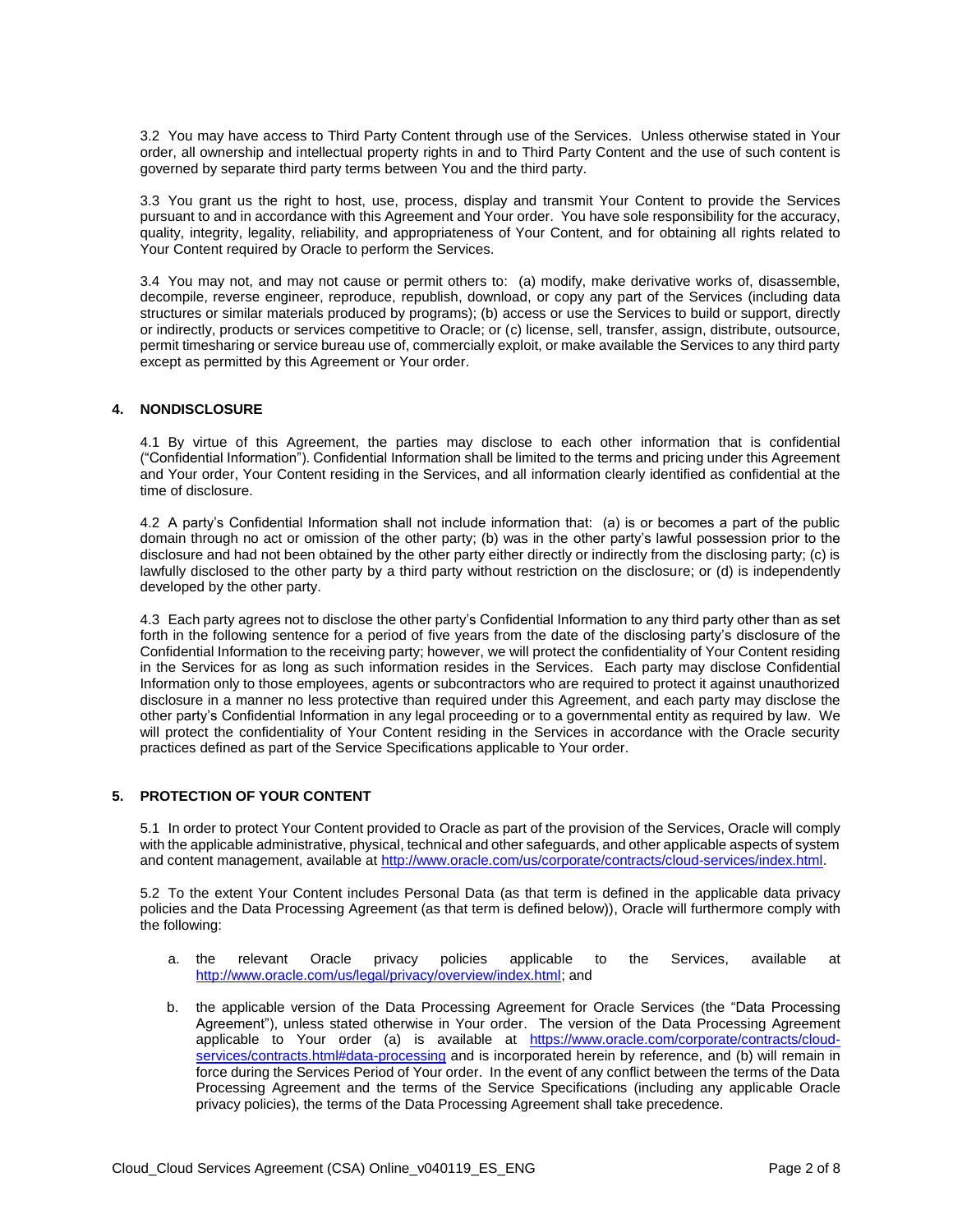3.2 You may have access to Third Party Content through use of the Services. Unless otherwise stated in Your order, all ownership and intellectual property rights in and to Third Party Content and the use of such content is governed by separate third party terms between You and the third party.

3.3 You grant us the right to host, use, process, display and transmit Your Content to provide the Services pursuant to and in accordance with this Agreement and Your order. You have sole responsibility for the accuracy, quality, integrity, legality, reliability, and appropriateness of Your Content, and for obtaining all rights related to Your Content required by Oracle to perform the Services.

3.4 You may not, and may not cause or permit others to: (a) modify, make derivative works of, disassemble, decompile, reverse engineer, reproduce, republish, download, or copy any part of the Services (including data structures or similar materials produced by programs); (b) access or use the Services to build or support, directly or indirectly, products or services competitive to Oracle; or (c) license, sell, transfer, assign, distribute, outsource, permit timesharing or service bureau use of, commercially exploit, or make available the Services to any third party except as permitted by this Agreement or Your order.

## 4. NONDISCLOSURE

4.1 By virtue of this Agreement, the parties may disclose to each other information that is confidential ("Confidential Information"). Confidential Information shall be limited to the terms and pricing under this Agreement and Your order, Your Content residing in the Services, and all information clearly identified as confidential at the time of disclosure.

4.2 A party's Confidential Information shall not include information that: (a) is or becomes a part of the public domain through no act or omission of the other party; (b) was in the other party's lawful possession prior to the disclosure and had not been obtained by the other party either directly or indirectly from the disclosing party; (c) is lawfully disclosed to the other party by a third party without restriction on the disclosure; or (d) is independently developed by the other party.

4.3 Each party agrees not to disclose the other party's Confidential Information to any third party other than as set forth in the following sentence for a period of five years from the date of the disclosing party's disclosure of the Confidential Information to the receiving party; however, we will protect the confidentiality of Your Content residing in the Services for as long as such information resides in the Services. Each party may disclose Confidential Information only to those employees, agents or subcontractors who are required to protect it against unauthorized disclosure in a manner no less protective than required under this Agreement, and each party may disclose the other party's Confidential Information in any legal proceeding or to a governmental entity as required by law. We will protect the confidentiality of Your Content residing in the Services in accordance with the Oracle security practices defined as part of the Service Specifications applicable to Your order.

## 5. PROTECTION OF YOUR CONTENT

5.1 In order to protect Your Content provided to Oracle as part of the provision of the Services, Oracle will comply with the applicable administrative, physical, technical and other safeguards, and other applicable aspects of system and content management, available at http://www.oracle.com/us/corporate/contracts/cloud-services/index.html.

5.2 To the extent Your Content includes Personal Data (as that term is defined in the applicable data privacy policies and the Data Processing Agreement (as that term is defined below)), Oracle will furthermore comply with the following:

a. the relevant Oracle privacy policies applicable to the Services, available at http://www.oracle.com/us/legal/privacy/overview/index.html; and

b. the applicable version of the Data Processing Agreement for Oracle Services (the "Data Processing Agreement"), unless stated otherwise in Your order. The version of the Data Processing Agreement applicable to Your order (a) is available at https://www.oracle.com/corporate/contracts/cloud-services/contracts.html#data-processing and is incorporated herein by reference, and (b) will remain in force during the Services Period of Your order. In the event of any conflict between the terms of the Data Processing Agreement and the terms of the Service Specifications (including any applicable Oracle privacy policies), the terms of the Data Processing Agreement shall take precedence.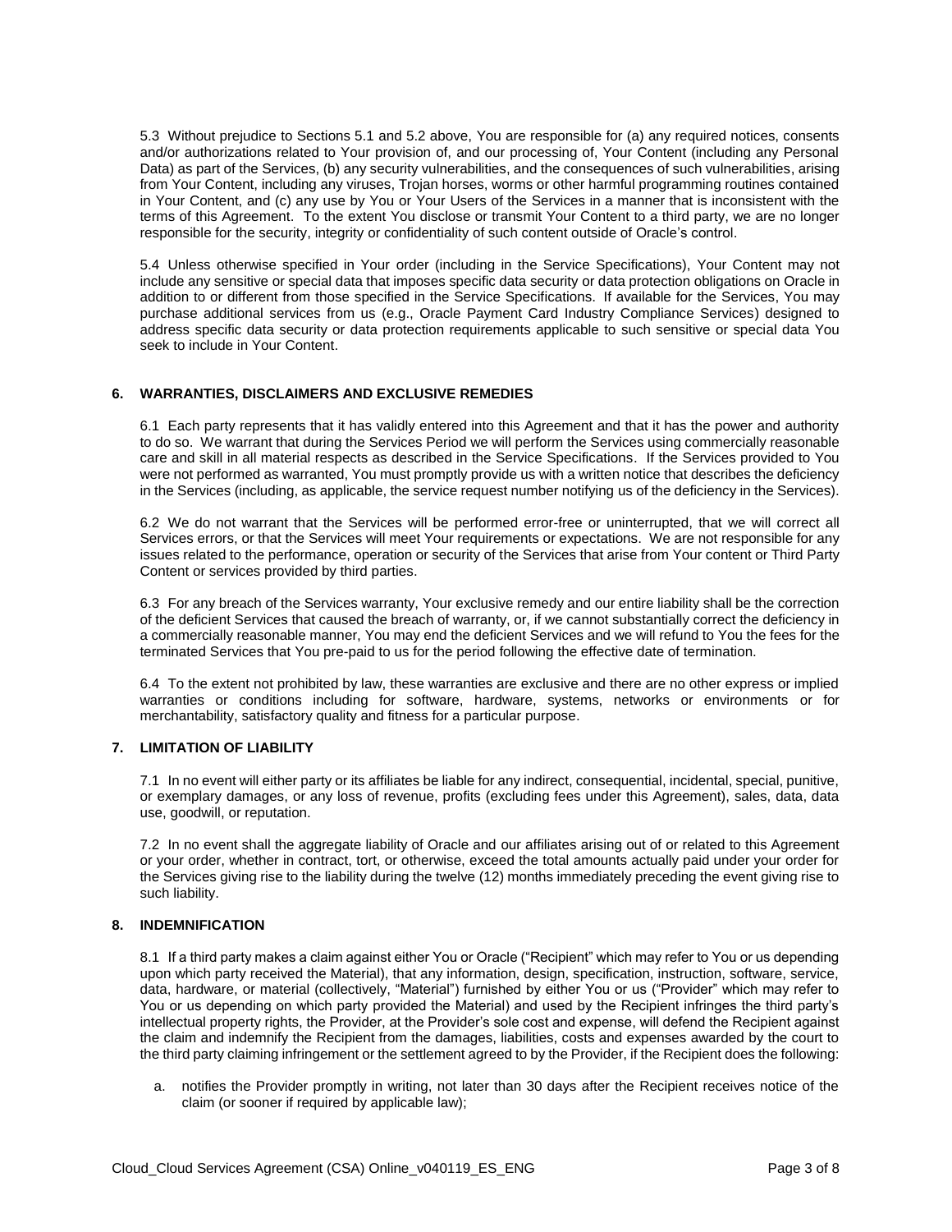5.3 Without prejudice to Sections 5.1 and 5.2 above, You are responsible for (a) any required notices, consents and/or authorizations related to Your provision of, and our processing of, Your Content (including any Personal Data) as part of the Services, (b) any security vulnerabilities, and the consequences of such vulnerabilities, arising from Your Content, including any viruses, Trojan horses, worms or other harmful programming routines contained in Your Content, and (c) any use by You or Your Users of the Services in a manner that is inconsistent with the terms of this Agreement. To the extent You disclose or transmit Your Content to a third party, we are no longer responsible for the security, integrity or confidentiality of such content outside of Oracle's control.

5.4 Unless otherwise specified in Your order (including in the Service Specifications), Your Content may not include any sensitive or special data that imposes specific data security or data protection obligations on Oracle in addition to or different from those specified in the Service Specifications. If available for the Services, You may purchase additional services from us (e.g., Oracle Payment Card Industry Compliance Services) designed to address specific data security or data protection requirements applicable to such sensitive or special data You seek to include in Your Content.

## 6. WARRANTIES, DISCLAIMERS AND EXCLUSIVE REMEDIES

6.1 Each party represents that it has validly entered into this Agreement and that it has the power and authority to do so. We warrant that during the Services Period we will perform the Services using commercially reasonable care and skill in all material respects as described in the Service Specifications. If the Services provided to You were not performed as warranted, You must promptly provide us with a written notice that describes the deficiency in the Services (including, as applicable, the service request number notifying us of the deficiency in the Services).

6.2 We do not warrant that the Services will be performed error-free or uninterrupted, that we will correct all Services errors, or that the Services will meet Your requirements or expectations. We are not responsible for any issues related to the performance, operation or security of the Services that arise from Your content or Third Party Content or services provided by third parties.

6.3 For any breach of the Services warranty, Your exclusive remedy and our entire liability shall be the correction of the deficient Services that caused the breach of warranty, or, if we cannot substantially correct the deficiency in a commercially reasonable manner, You may end the deficient Services and we will refund to You the fees for the terminated Services that You pre-paid to us for the period following the effective date of termination.

6.4 To the extent not prohibited by law, these warranties are exclusive and there are no other express or implied warranties or conditions including for software, hardware, systems, networks or environments or for merchantability, satisfactory quality and fitness for a particular purpose.

## 7. LIMITATION OF LIABILITY

7.1 In no event will either party or its affiliates be liable for any indirect, consequential, incidental, special, punitive, or exemplary damages, or any loss of revenue, profits (excluding fees under this Agreement), sales, data, data use, goodwill, or reputation.

7.2 In no event shall the aggregate liability of Oracle and our affiliates arising out of or related to this Agreement or your order, whether in contract, tort, or otherwise, exceed the total amounts actually paid under your order for the Services giving rise to the liability during the twelve (12) months immediately preceding the event giving rise to such liability.

## 8. INDEMNIFICATION

8.1 If a third party makes a claim against either You or Oracle ("Recipient" which may refer to You or us depending upon which party received the Material), that any information, design, specification, instruction, software, service, data, hardware, or material (collectively, "Material") furnished by either You or us ("Provider" which may refer to You or us depending on which party provided the Material) and used by the Recipient infringes the third party's intellectual property rights, the Provider, at the Provider's sole cost and expense, will defend the Recipient against the claim and indemnify the Recipient from the damages, liabilities, costs and expenses awarded by the court to the third party claiming infringement or the settlement agreed to by the Provider, if the Recipient does the following:

a. notifies the Provider promptly in writing, not later than 30 days after the Recipient receives notice of the claim (or sooner if required by applicable law);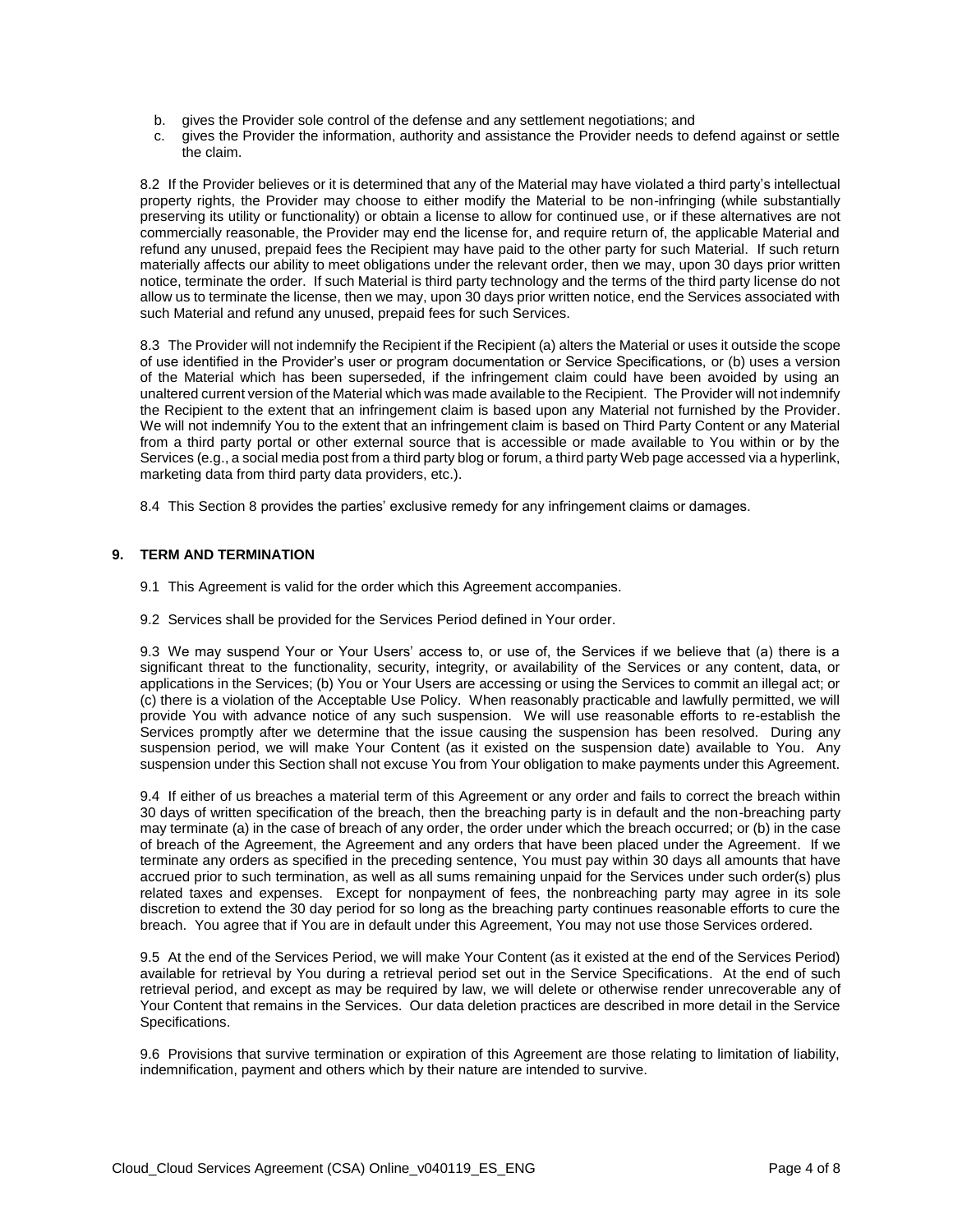b. gives the Provider sole control of the defense and any settlement negotiations; and
c. gives the Provider the information, authority and assistance the Provider needs to defend against or settle the claim.

8.2 If the Provider believes or it is determined that any of the Material may have violated a third party's intellectual property rights, the Provider may choose to either modify the Material to be non-infringing (while substantially preserving its utility or functionality) or obtain a license to allow for continued use, or if these alternatives are not commercially reasonable, the Provider may end the license for, and require return of, the applicable Material and refund any unused, prepaid fees the Recipient may have paid to the other party for such Material. If such return materially affects our ability to meet obligations under the relevant order, then we may, upon 30 days prior written notice, terminate the order. If such Material is third party technology and the terms of the third party license do not allow us to terminate the license, then we may, upon 30 days prior written notice, end the Services associated with such Material and refund any unused, prepaid fees for such Services.

8.3 The Provider will not indemnify the Recipient if the Recipient (a) alters the Material or uses it outside the scope of use identified in the Provider's user or program documentation or Service Specifications, or (b) uses a version of the Material which has been superseded, if the infringement claim could have been avoided by using an unaltered current version of the Material which was made available to the Recipient. The Provider will not indemnify the Recipient to the extent that an infringement claim is based upon any Material not furnished by the Provider. We will not indemnify You to the extent that an infringement claim is based on Third Party Content or any Material from a third party portal or other external source that is accessible or made available to You within or by the Services (e.g., a social media post from a third party blog or forum, a third party Web page accessed via a hyperlink, marketing data from third party data providers, etc.).

8.4 This Section 8 provides the parties' exclusive remedy for any infringement claims or damages.

## 9. TERM AND TERMINATION

9.1 This Agreement is valid for the order which this Agreement accompanies.

9.2 Services shall be provided for the Services Period defined in Your order.

9.3 We may suspend Your or Your Users' access to, or use of, the Services if we believe that (a) there is a significant threat to the functionality, security, integrity, or availability of the Services or any content, data, or applications in the Services; (b) You or Your Users are accessing or using the Services to commit an illegal act; or (c) there is a violation of the Acceptable Use Policy. When reasonably practicable and lawfully permitted, we will provide You with advance notice of any such suspension. We will use reasonable efforts to re-establish the Services promptly after we determine that the issue causing the suspension has been resolved. During any suspension period, we will make Your Content (as it existed on the suspension date) available to You. Any suspension under this Section shall not excuse You from Your obligation to make payments under this Agreement.

9.4 If either of us breaches a material term of this Agreement or any order and fails to correct the breach within 30 days of written specification of the breach, then the breaching party is in default and the non-breaching party may terminate (a) in the case of breach of any order, the order under which the breach occurred; or (b) in the case of breach of the Agreement, the Agreement and any orders that have been placed under the Agreement. If we terminate any orders as specified in the preceding sentence, You must pay within 30 days all amounts that have accrued prior to such termination, as well as all sums remaining unpaid for the Services under such order(s) plus related taxes and expenses. Except for nonpayment of fees, the nonbreaching party may agree in its sole discretion to extend the 30 day period for so long as the breaching party continues reasonable efforts to cure the breach. You agree that if You are in default under this Agreement, You may not use those Services ordered.

9.5 At the end of the Services Period, we will make Your Content (as it existed at the end of the Services Period) available for retrieval by You during a retrieval period set out in the Service Specifications. At the end of such retrieval period, and except as may be required by law, we will delete or otherwise render unrecoverable any of Your Content that remains in the Services. Our data deletion practices are described in more detail in the Service Specifications.

9.6 Provisions that survive termination or expiration of this Agreement are those relating to limitation of liability, indemnification, payment and others which by their nature are intended to survive.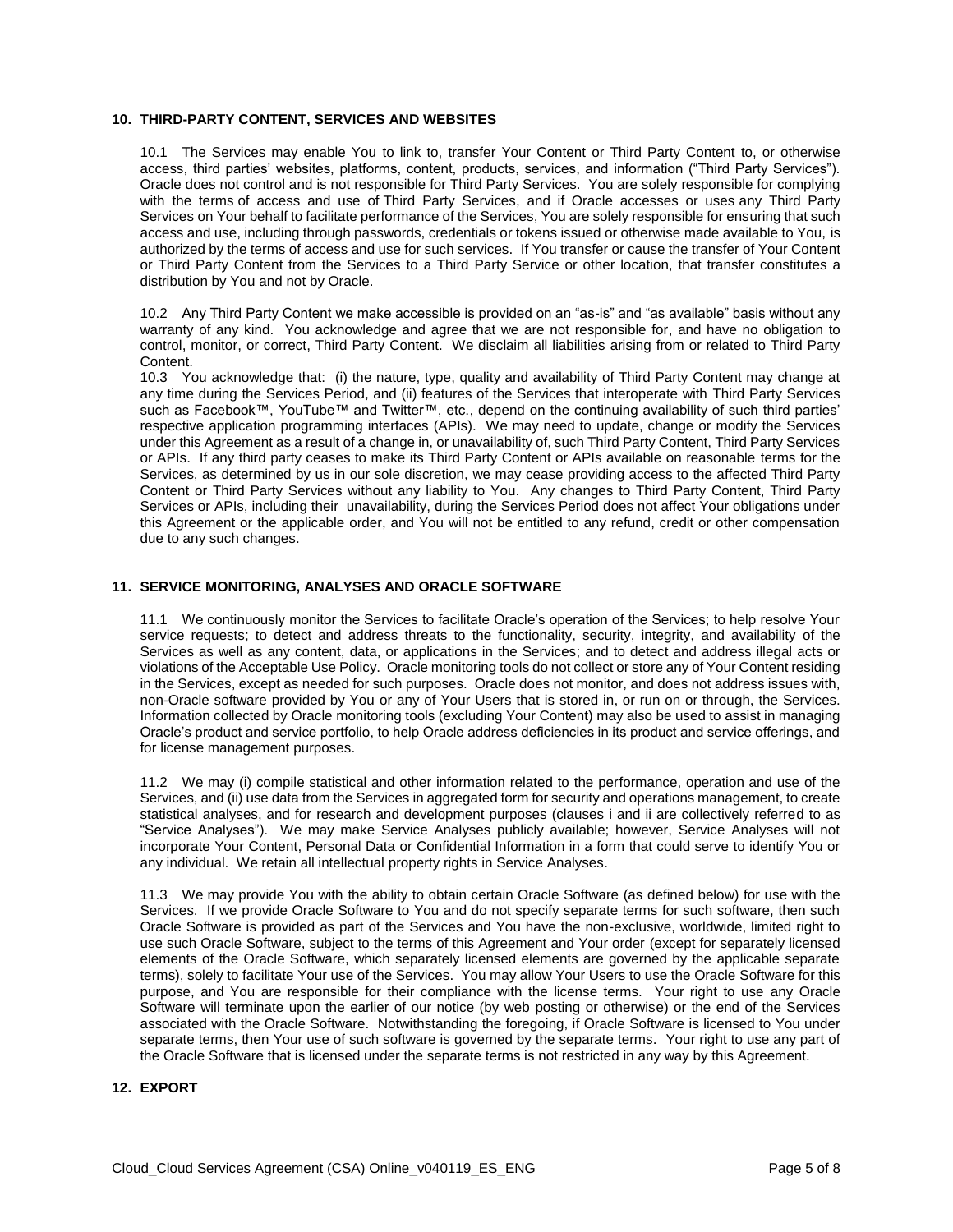## 10. THIRD-PARTY CONTENT, SERVICES AND WEBSITES

10.1 The Services may enable You to link to, transfer Your Content or Third Party Content to, or otherwise access, third parties' websites, platforms, content, products, services, and information ("Third Party Services"). Oracle does not control and is not responsible for Third Party Services. You are solely responsible for complying with the terms of access and use of Third Party Services, and if Oracle accesses or uses any Third Party Services on Your behalf to facilitate performance of the Services, You are solely responsible for ensuring that such access and use, including through passwords, credentials or tokens issued or otherwise made available to You, is authorized by the terms of access and use for such services. If You transfer or cause the transfer of Your Content or Third Party Content from the Services to a Third Party Service or other location, that transfer constitutes a distribution by You and not by Oracle.

10.2 Any Third Party Content we make accessible is provided on an "as-is" and "as available" basis without any warranty of any kind. You acknowledge and agree that we are not responsible for, and have no obligation to control, monitor, or correct, Third Party Content. We disclaim all liabilities arising from or related to Third Party Content.

10.3 You acknowledge that: (i) the nature, type, quality and availability of Third Party Content may change at any time during the Services Period, and (ii) features of the Services that interoperate with Third Party Services such as Facebook™, YouTube™ and Twitter™, etc., depend on the continuing availability of such third parties' respective application programming interfaces (APIs). We may need to update, change or modify the Services under this Agreement as a result of a change in, or unavailability of, such Third Party Content, Third Party Services or APIs. If any third party ceases to make its Third Party Content or APIs available on reasonable terms for the Services, as determined by us in our sole discretion, we may cease providing access to the affected Third Party Content or Third Party Services without any liability to You. Any changes to Third Party Content, Third Party Services or APIs, including their unavailability, during the Services Period does not affect Your obligations under this Agreement or the applicable order, and You will not be entitled to any refund, credit or other compensation due to any such changes.

## 11. SERVICE MONITORING, ANALYSES AND ORACLE SOFTWARE

11.1 We continuously monitor the Services to facilitate Oracle's operation of the Services; to help resolve Your service requests; to detect and address threats to the functionality, security, integrity, and availability of the Services as well as any content, data, or applications in the Services; and to detect and address illegal acts or violations of the Acceptable Use Policy. Oracle monitoring tools do not collect or store any of Your Content residing in the Services, except as needed for such purposes. Oracle does not monitor, and does not address issues with, non-Oracle software provided by You or any of Your Users that is stored in, or run on or through, the Services. Information collected by Oracle monitoring tools (excluding Your Content) may also be used to assist in managing Oracle's product and service portfolio, to help Oracle address deficiencies in its product and service offerings, and for license management purposes.

11.2 We may (i) compile statistical and other information related to the performance, operation and use of the Services, and (ii) use data from the Services in aggregated form for security and operations management, to create statistical analyses, and for research and development purposes (clauses i and ii are collectively referred to as "Service Analyses"). We may make Service Analyses publicly available; however, Service Analyses will not incorporate Your Content, Personal Data or Confidential Information in a form that could serve to identify You or any individual. We retain all intellectual property rights in Service Analyses.

11.3 We may provide You with the ability to obtain certain Oracle Software (as defined below) for use with the Services. If we provide Oracle Software to You and do not specify separate terms for such software, then such Oracle Software is provided as part of the Services and You have the non-exclusive, worldwide, limited right to use such Oracle Software, subject to the terms of this Agreement and Your order (except for separately licensed elements of the Oracle Software, which separately licensed elements are governed by the applicable separate terms), solely to facilitate Your use of the Services. You may allow Your Users to use the Oracle Software for this purpose, and You are responsible for their compliance with the license terms. Your right to use any Oracle Software will terminate upon the earlier of our notice (by web posting or otherwise) or the end of the Services associated with the Oracle Software. Notwithstanding the foregoing, if Oracle Software is licensed to You under separate terms, then Your use of such software is governed by the separate terms. Your right to use any part of the Oracle Software that is licensed under the separate terms is not restricted in any way by this Agreement.

## 12. EXPORT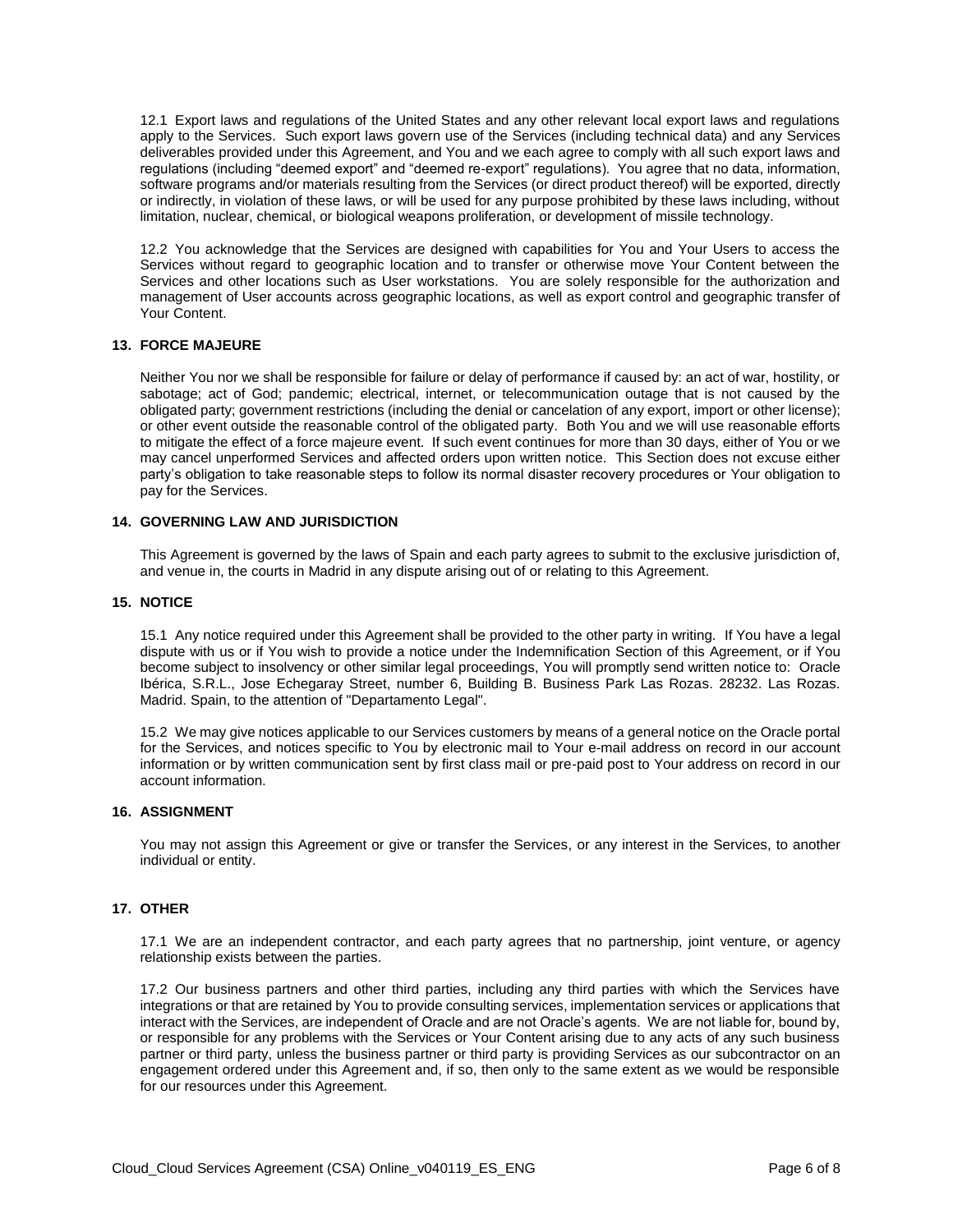12.1 Export laws and regulations of the United States and any other relevant local export laws and regulations apply to the Services. Such export laws govern use of the Services (including technical data) and any Services deliverables provided under this Agreement, and You and we each agree to comply with all such export laws and regulations (including "deemed export" and "deemed re-export" regulations). You agree that no data, information, software programs and/or materials resulting from the Services (or direct product thereof) will be exported, directly or indirectly, in violation of these laws, or will be used for any purpose prohibited by these laws including, without limitation, nuclear, chemical, or biological weapons proliferation, or development of missile technology.

12.2 You acknowledge that the Services are designed with capabilities for You and Your Users to access the Services without regard to geographic location and to transfer or otherwise move Your Content between the Services and other locations such as User workstations. You are solely responsible for the authorization and management of User accounts across geographic locations, as well as export control and geographic transfer of Your Content.

## 13. FORCE MAJEURE

Neither You nor we shall be responsible for failure or delay of performance if caused by: an act of war, hostility, or sabotage; act of God; pandemic; electrical, internet, or telecommunication outage that is not caused by the obligated party; government restrictions (including the denial or cancelation of any export, import or other license); or other event outside the reasonable control of the obligated party. Both You and we will use reasonable efforts to mitigate the effect of a force majeure event. If such event continues for more than 30 days, either of You or we may cancel unperformed Services and affected orders upon written notice. This Section does not excuse either party's obligation to take reasonable steps to follow its normal disaster recovery procedures or Your obligation to pay for the Services.

## 14. GOVERNING LAW AND JURISDICTION

This Agreement is governed by the laws of Spain and each party agrees to submit to the exclusive jurisdiction of, and venue in, the courts in Madrid in any dispute arising out of or relating to this Agreement.

## 15. NOTICE

15.1 Any notice required under this Agreement shall be provided to the other party in writing. If You have a legal dispute with us or if You wish to provide a notice under the Indemnification Section of this Agreement, or if You become subject to insolvency or other similar legal proceedings, You will promptly send written notice to: Oracle Ibérica, S.R.L., Jose Echegaray Street, number 6, Building B. Business Park Las Rozas. 28232. Las Rozas. Madrid. Spain, to the attention of "Departamento Legal".

15.2 We may give notices applicable to our Services customers by means of a general notice on the Oracle portal for the Services, and notices specific to You by electronic mail to Your e-mail address on record in our account information or by written communication sent by first class mail or pre-paid post to Your address on record in our account information.

## 16. ASSIGNMENT

You may not assign this Agreement or give or transfer the Services, or any interest in the Services, to another individual or entity.

## 17. OTHER

17.1 We are an independent contractor, and each party agrees that no partnership, joint venture, or agency relationship exists between the parties.

17.2 Our business partners and other third parties, including any third parties with which the Services have integrations or that are retained by You to provide consulting services, implementation services or applications that interact with the Services, are independent of Oracle and are not Oracle's agents. We are not liable for, bound by, or responsible for any problems with the Services or Your Content arising due to any acts of any such business partner or third party, unless the business partner or third party is providing Services as our subcontractor on an engagement ordered under this Agreement and, if so, then only to the same extent as we would be responsible for our resources under this Agreement.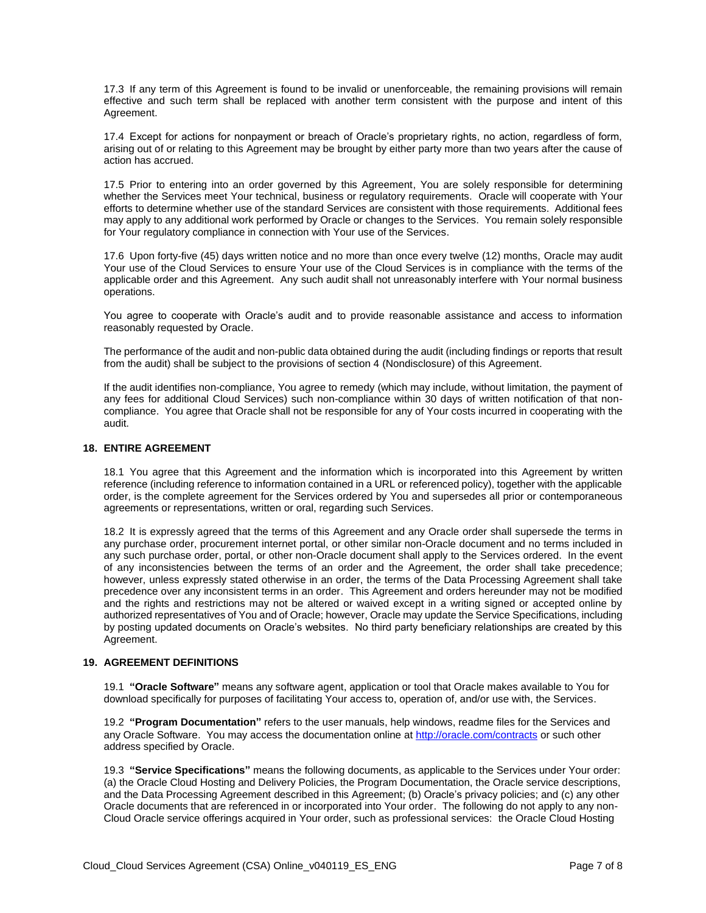17.3 If any term of this Agreement is found to be invalid or unenforceable, the remaining provisions will remain effective and such term shall be replaced with another term consistent with the purpose and intent of this Agreement.

17.4 Except for actions for nonpayment or breach of Oracle's proprietary rights, no action, regardless of form, arising out of or relating to this Agreement may be brought by either party more than two years after the cause of action has accrued.

17.5 Prior to entering into an order governed by this Agreement, You are solely responsible for determining whether the Services meet Your technical, business or regulatory requirements. Oracle will cooperate with Your efforts to determine whether use of the standard Services are consistent with those requirements. Additional fees may apply to any additional work performed by Oracle or changes to the Services. You remain solely responsible for Your regulatory compliance in connection with Your use of the Services.

17.6 Upon forty-five (45) days written notice and no more than once every twelve (12) months, Oracle may audit Your use of the Cloud Services to ensure Your use of the Cloud Services is in compliance with the terms of the applicable order and this Agreement. Any such audit shall not unreasonably interfere with Your normal business operations.

You agree to cooperate with Oracle's audit and to provide reasonable assistance and access to information reasonably requested by Oracle.

The performance of the audit and non-public data obtained during the audit (including findings or reports that result from the audit) shall be subject to the provisions of section 4 (Nondisclosure) of this Agreement.

If the audit identifies non-compliance, You agree to remedy (which may include, without limitation, the payment of any fees for additional Cloud Services) such non-compliance within 30 days of written notification of that non-compliance. You agree that Oracle shall not be responsible for any of Your costs incurred in cooperating with the audit.

## 18. ENTIRE AGREEMENT

18.1 You agree that this Agreement and the information which is incorporated into this Agreement by written reference (including reference to information contained in a URL or referenced policy), together with the applicable order, is the complete agreement for the Services ordered by You and supersedes all prior or contemporaneous agreements or representations, written or oral, regarding such Services.

18.2 It is expressly agreed that the terms of this Agreement and any Oracle order shall supersede the terms in any purchase order, procurement internet portal, or other similar non-Oracle document and no terms included in any such purchase order, portal, or other non-Oracle document shall apply to the Services ordered. In the event of any inconsistencies between the terms of an order and the Agreement, the order shall take precedence; however, unless expressly stated otherwise in an order, the terms of the Data Processing Agreement shall take precedence over any inconsistent terms in an order. This Agreement and orders hereunder may not be modified and the rights and restrictions may not be altered or waived except in a writing signed or accepted online by authorized representatives of You and of Oracle; however, Oracle may update the Service Specifications, including by posting updated documents on Oracle's websites. No third party beneficiary relationships are created by this Agreement.

## 19. AGREEMENT DEFINITIONS

19.1 **"Oracle Software"** means any software agent, application or tool that Oracle makes available to You for download specifically for purposes of facilitating Your access to, operation of, and/or use with, the Services.

19.2 **"Program Documentation"** refers to the user manuals, help windows, readme files for the Services and any Oracle Software. You may access the documentation online at http://oracle.com/contracts or such other address specified by Oracle.

19.3 **"Service Specifications"** means the following documents, as applicable to the Services under Your order: (a) the Oracle Cloud Hosting and Delivery Policies, the Program Documentation, the Oracle service descriptions, and the Data Processing Agreement described in this Agreement; (b) Oracle's privacy policies; and (c) any other Oracle documents that are referenced in or incorporated into Your order. The following do not apply to any non-Cloud Oracle service offerings acquired in Your order, such as professional services: the Oracle Cloud Hosting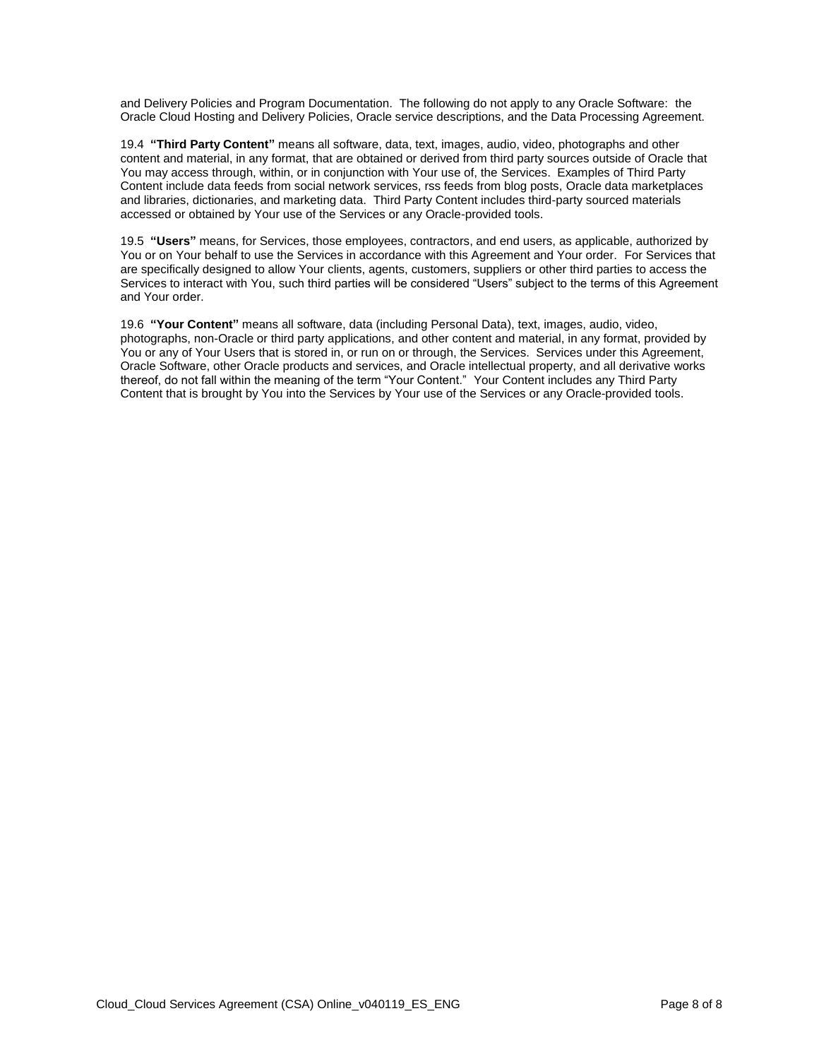and Delivery Policies and Program Documentation. The following do not apply to any Oracle Software: the Oracle Cloud Hosting and Delivery Policies, Oracle service descriptions, and the Data Processing Agreement.

19.4 **"Third Party Content"** means all software, data, text, images, audio, video, photographs and other content and material, in any format, that are obtained or derived from third party sources outside of Oracle that You may access through, within, or in conjunction with Your use of, the Services. Examples of Third Party Content include data feeds from social network services, rss feeds from blog posts, Oracle data marketplaces and libraries, dictionaries, and marketing data. Third Party Content includes third-party sourced materials accessed or obtained by Your use of the Services or any Oracle-provided tools.

19.5 **"Users"** means, for Services, those employees, contractors, and end users, as applicable, authorized by You or on Your behalf to use the Services in accordance with this Agreement and Your order. For Services that are specifically designed to allow Your clients, agents, customers, suppliers or other third parties to access the Services to interact with You, such third parties will be considered "Users" subject to the terms of this Agreement and Your order.

19.6 **"Your Content"** means all software, data (including Personal Data), text, images, audio, video, photographs, non-Oracle or third party applications, and other content and material, in any format, provided by You or any of Your Users that is stored in, or run on or through, the Services. Services under this Agreement, Oracle Software, other Oracle products and services, and Oracle intellectual property, and all derivative works thereof, do not fall within the meaning of the term "Your Content." Your Content includes any Third Party Content that is brought by You into the Services by Your use of the Services or any Oracle-provided tools.